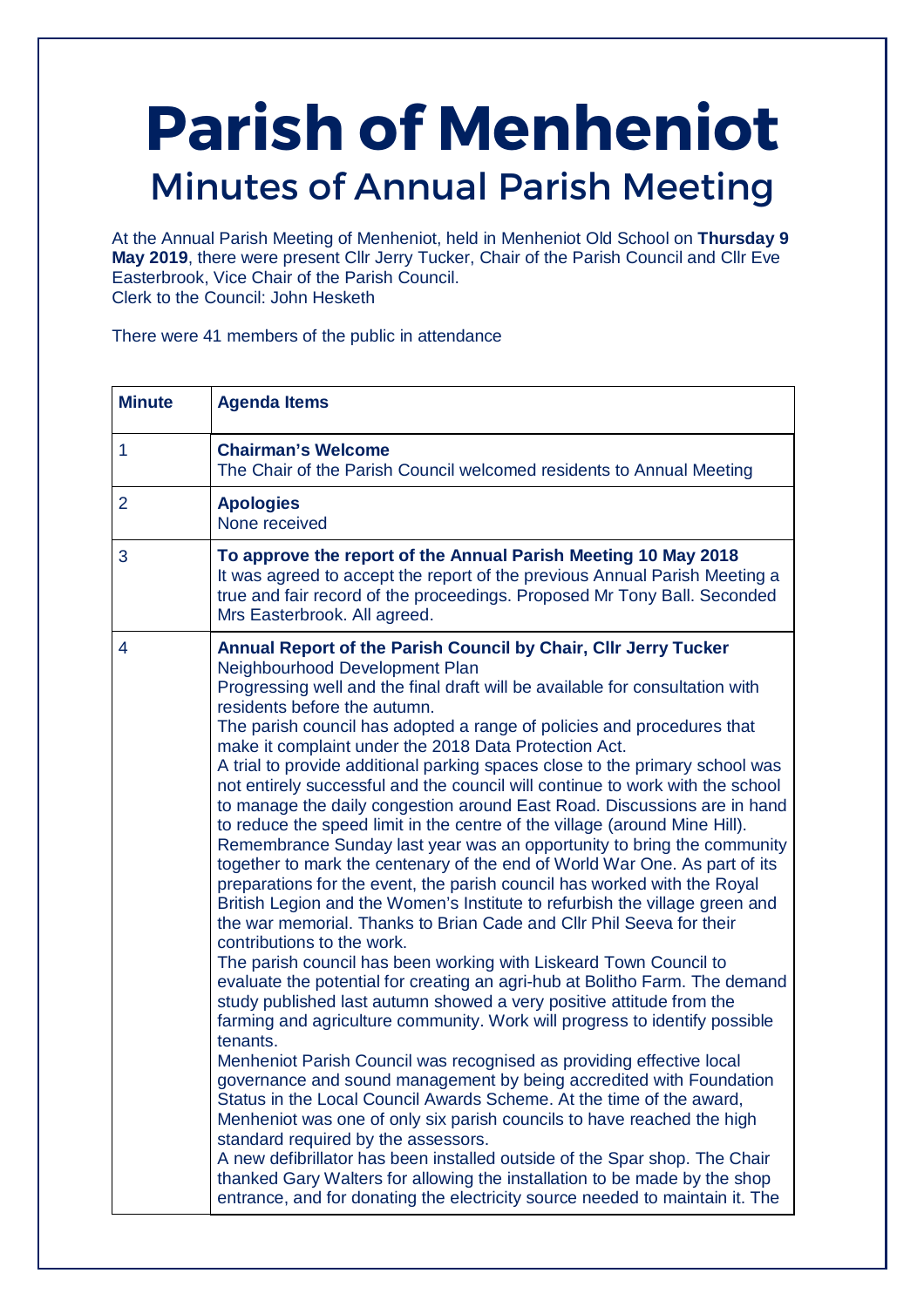# Parish of Menheniot

## Minutes of Annual Parish Meeting

At the Annual Parish Meeting of Menheniot, held in Menheniot Old School on **Thursday 9 May 2019**, there were present Cllr Jerry Tucker, Chair of the Parish Council and Cllr Eve Easterbrook, Vice Chair of the Parish Council.
Clerk to the Council: John Hesketh

There were 41 members of the public in attendance

| Minute | Agenda Items |
|---|---|
| 1 | **Chairman's Welcome**<br>The Chair of the Parish Council welcomed residents to Annual Meeting |
| 2 | **Apologies**<br>None received |
| 3 | **To approve the report of the Annual Parish Meeting 10 May 2018**<br>It was agreed to accept the report of the previous Annual Parish Meeting a true and fair record of the proceedings. Proposed Mr Tony Ball. Seconded Mrs Easterbrook. All agreed. |
| 4 | **Annual Report of the Parish Council by Chair, Cllr Jerry Tucker**<br>Neighbourhood Development Plan<br>Progressing well and the final draft will be available for consultation with residents before the autumn.<br>The parish council has adopted a range of policies and procedures that make it complaint under the 2018 Data Protection Act.<br>A trial to provide additional parking spaces close to the primary school was not entirely successful and the council will continue to work with the school to manage the daily congestion around East Road. Discussions are in hand to reduce the speed limit in the centre of the village (around Mine Hill).<br>Remembrance Sunday last year was an opportunity to bring the community together to mark the centenary of the end of World War One. As part of its preparations for the event, the parish council has worked with the Royal British Legion and the Women's Institute to refurbish the village green and the war memorial. Thanks to Brian Cade and Cllr Phil Seeva for their contributions to the work.<br>The parish council has been working with Liskeard Town Council to evaluate the potential for creating an agri-hub at Bolitho Farm. The demand study published last autumn showed a very positive attitude from the farming and agriculture community. Work will progress to identify possible tenants.<br>Menheniot Parish Council was recognised as providing effective local governance and sound management by being accredited with Foundation Status in the Local Council Awards Scheme. At the time of the award, Menheniot was one of only six parish councils to have reached the high standard required by the assessors.<br>A new defibrillator has been installed outside of the Spar shop. The Chair thanked Gary Walters for allowing the installation to be made by the shop entrance, and for donating the electricity source needed to maintain it. The |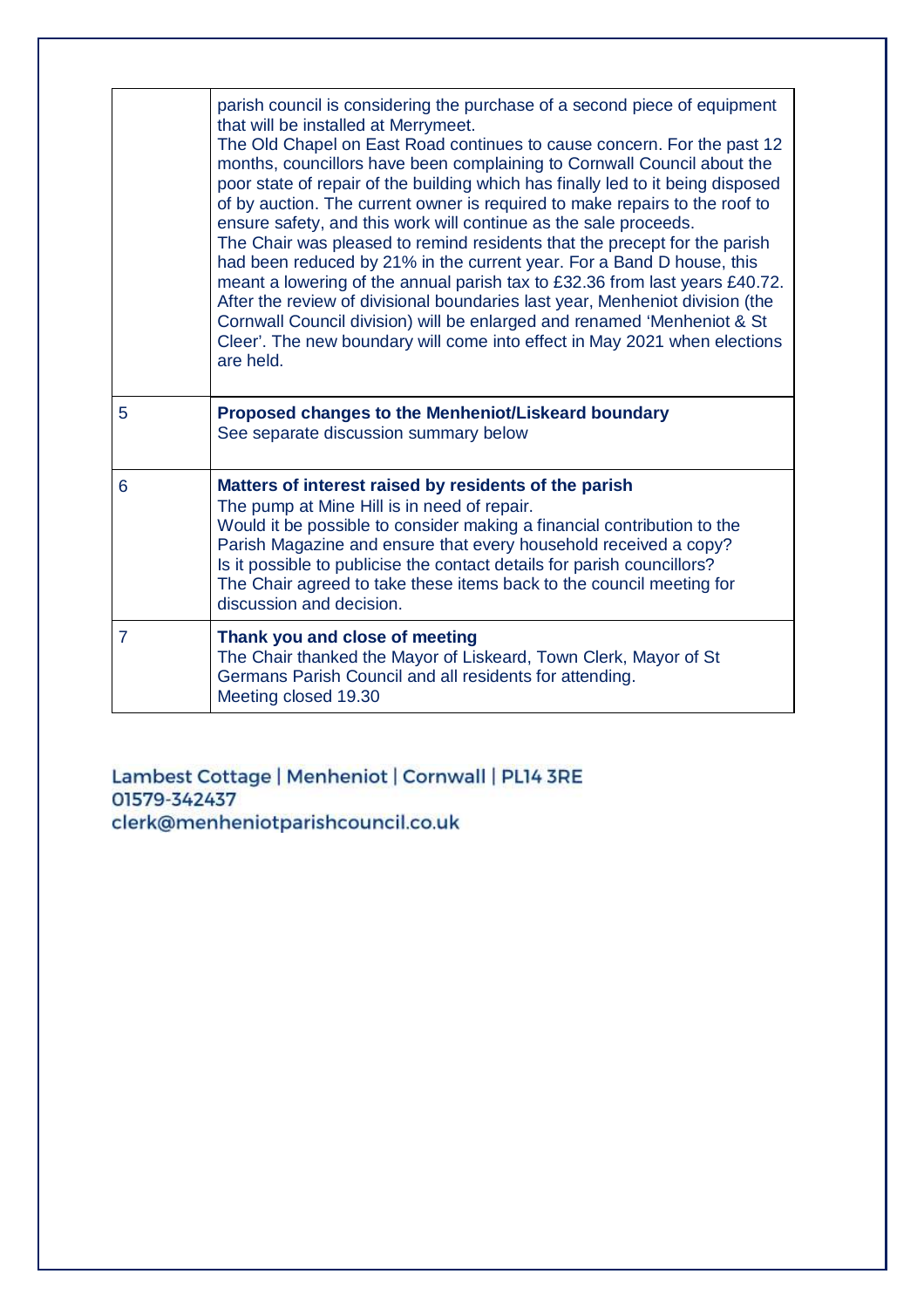| | |
|---|---|
| | parish council is considering the purchase of a second piece of equipment that will be installed at Merrymeet.<br>The Old Chapel on East Road continues to cause concern. For the past 12 months, councillors have been complaining to Cornwall Council about the poor state of repair of the building which has finally led to it being disposed of by auction. The current owner is required to make repairs to the roof to ensure safety, and this work will continue as the sale proceeds.<br>The Chair was pleased to remind residents that the precept for the parish had been reduced by 21% in the current year. For a Band D house, this meant a lowering of the annual parish tax to £32.36 from last years £40.72.<br>After the review of divisional boundaries last year, Menheniot division (the Cornwall Council division) will be enlarged and renamed 'Menheniot & St Cleer'. The new boundary will come into effect in May 2021 when elections are held. |
| 5 | **Proposed changes to the Menheniot/Liskeard boundary**<br>See separate discussion summary below |
| 6 | **Matters of interest raised by residents of the parish**<br>The pump at Mine Hill is in need of repair.<br>Would it be possible to consider making a financial contribution to the Parish Magazine and ensure that every household received a copy?<br>Is it possible to publicise the contact details for parish councillors?<br>The Chair agreed to take these items back to the council meeting for discussion and decision. |
| 7 | **Thank you and close of meeting**<br>The Chair thanked the Mayor of Liskeard, Town Clerk, Mayor of St Germans Parish Council and all residents for attending.<br>Meeting closed 19.30 |

Lambest Cottage | Menheniot | Cornwall | PL14 3RE
01579-342437
clerk@menheniotparishcouncil.co.uk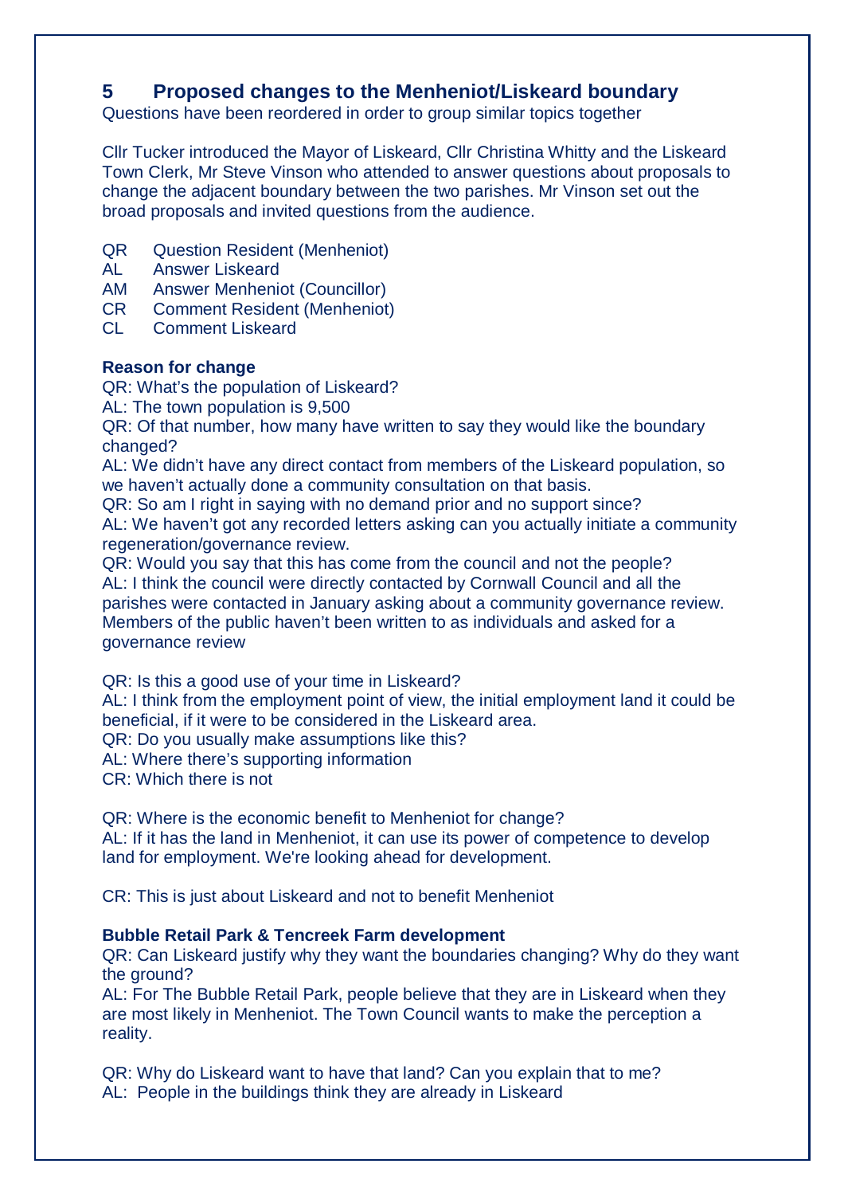## 5 Proposed changes to the Menheniot/Liskeard boundary

Questions have been reordered in order to group similar topics together

Cllr Tucker introduced the Mayor of Liskeard, Cllr Christina Whitty and the Liskeard Town Clerk, Mr Steve Vinson who attended to answer questions about proposals to change the adjacent boundary between the two parishes. Mr Vinson set out the broad proposals and invited questions from the audience.

QR Question Resident (Menheniot)
AL Answer Liskeard
AM Answer Menheniot (Councillor)
CR Comment Resident (Menheniot)
CL Comment Liskeard

**Reason for change**

QR: What's the population of Liskeard?
AL: The town population is 9,500
QR: Of that number, how many have written to say they would like the boundary changed?
AL: We didn't have any direct contact from members of the Liskeard population, so we haven't actually done a community consultation on that basis.
QR: So am I right in saying with no demand prior and no support since?
AL: We haven't got any recorded letters asking can you actually initiate a community regeneration/governance review.
QR: Would you say that this has come from the council and not the people?
AL: I think the council were directly contacted by Cornwall Council and all the parishes were contacted in January asking about a community governance review. Members of the public haven't been written to as individuals and asked for a governance review

QR: Is this a good use of your time in Liskeard?
AL: I think from the employment point of view, the initial employment land it could be beneficial, if it were to be considered in the Liskeard area.
QR: Do you usually make assumptions like this?
AL: Where there's supporting information
CR: Which there is not

QR: Where is the economic benefit to Menheniot for change?
AL: If it has the land in Menheniot, it can use its power of competence to develop land for employment. We're looking ahead for development.

CR: This is just about Liskeard and not to benefit Menheniot

**Bubble Retail Park & Tencreek Farm development**

QR: Can Liskeard justify why they want the boundaries changing? Why do they want the ground?
AL: For The Bubble Retail Park, people believe that they are in Liskeard when they are most likely in Menheniot. The Town Council wants to make the perception a reality.

QR: Why do Liskeard want to have that land? Can you explain that to me?
AL: People in the buildings think they are already in Liskeard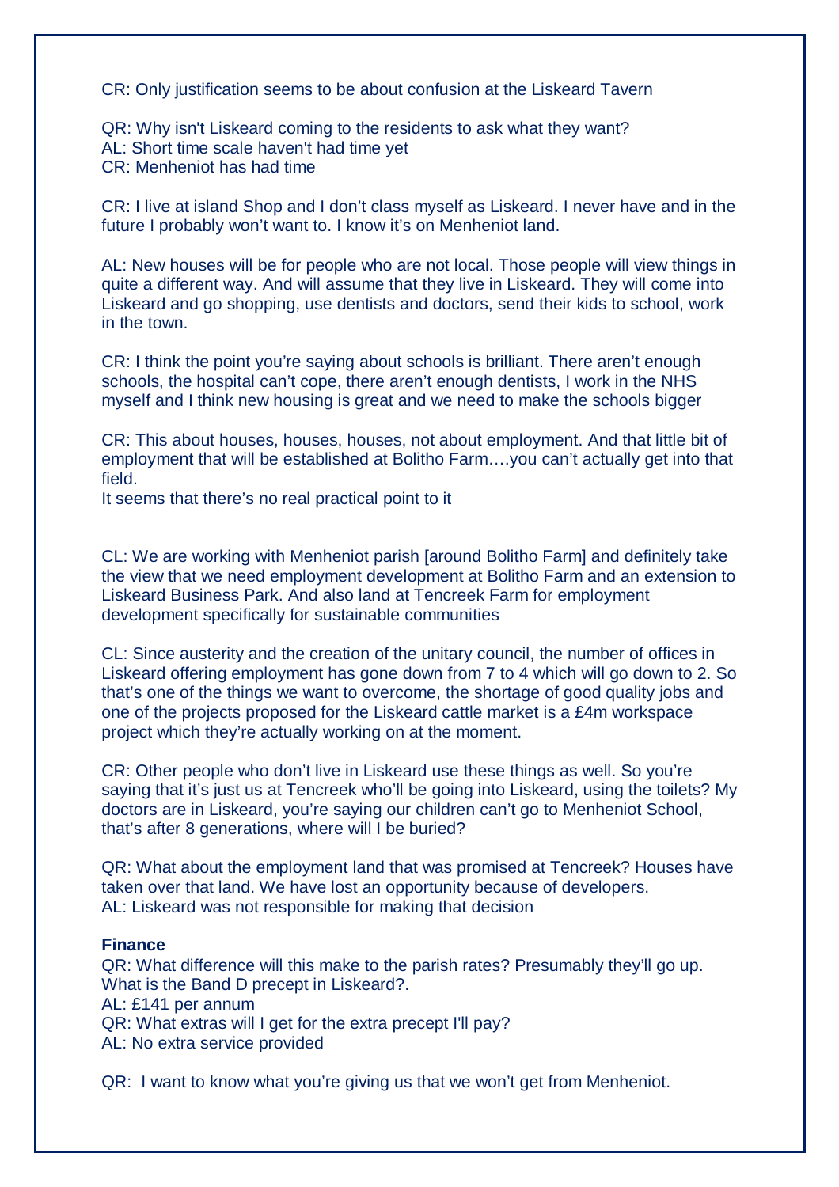CR: Only justification seems to be about confusion at the Liskeard Tavern

QR: Why isn't Liskeard coming to the residents to ask what they want?
AL: Short time scale haven't had time yet
CR: Menheniot has had time

CR: I live at island Shop and I don't class myself as Liskeard. I never have and in the future I probably won't want to. I know it's on Menheniot land.

AL: New houses will be for people who are not local. Those people will view things in quite a different way. And will assume that they live in Liskeard. They will come into Liskeard and go shopping, use dentists and doctors, send their kids to school, work in the town.

CR: I think the point you're saying about schools is brilliant. There aren't enough schools, the hospital can't cope, there aren't enough dentists, I work in the NHS myself and I think new housing is great and we need to make the schools bigger

CR: This about houses, houses, houses, not about employment. And that little bit of employment that will be established at Bolitho Farm….you can't actually get into that field.
It seems that there's no real practical point to it

CL: We are working with Menheniot parish [around Bolitho Farm] and definitely take the view that we need employment development at Bolitho Farm and an extension to Liskeard Business Park. And also land at Tencreek Farm for employment development specifically for sustainable communities

CL: Since austerity and the creation of the unitary council, the number of offices in Liskeard offering employment has gone down from 7 to 4 which will go down to 2. So that's one of the things we want to overcome, the shortage of good quality jobs and one of the projects proposed for the Liskeard cattle market is a £4m workspace project which they're actually working on at the moment.

CR: Other people who don't live in Liskeard use these things as well. So you're saying that it's just us at Tencreek who'll be going into Liskeard, using the toilets? My doctors are in Liskeard, you're saying our children can't go to Menheniot School, that's after 8 generations, where will I be buried?

QR: What about the employment land that was promised at Tencreek? Houses have taken over that land. We have lost an opportunity because of developers.
AL: Liskeard was not responsible for making that decision

**Finance**

QR: What difference will this make to the parish rates? Presumably they'll go up. What is the Band D precept in Liskeard?.
AL: £141 per annum
QR: What extras will I get for the extra precept I'll pay?
AL: No extra service provided

QR: I want to know what you're giving us that we won't get from Menheniot.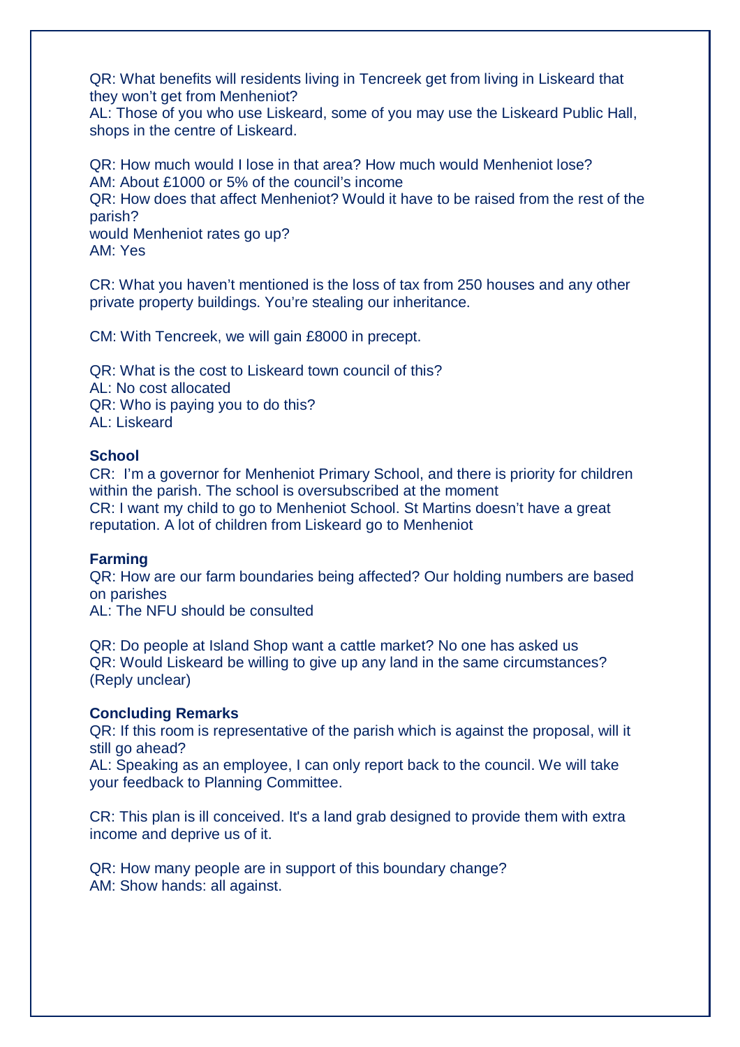QR: What benefits will residents living in Tencreek get from living in Liskeard that they won't get from Menheniot?
AL: Those of you who use Liskeard, some of you may use the Liskeard Public Hall, shops in the centre of Liskeard.

QR: How much would I lose in that area? How much would Menheniot lose?
AM: About £1000 or 5% of the council's income
QR: How does that affect Menheniot? Would it have to be raised from the rest of the parish?
would Menheniot rates go up?
AM: Yes

CR: What you haven't mentioned is the loss of tax from 250 houses and any other private property buildings. You're stealing our inheritance.

CM: With Tencreek, we will gain £8000 in precept.

QR: What is the cost to Liskeard town council of this?
AL: No cost allocated
QR: Who is paying you to do this?
AL: Liskeard

**School**

CR: I'm a governor for Menheniot Primary School, and there is priority for children within the parish. The school is oversubscribed at the moment
CR: I want my child to go to Menheniot School. St Martins doesn't have a great reputation. A lot of children from Liskeard go to Menheniot

**Farming**

QR: How are our farm boundaries being affected? Our holding numbers are based on parishes
AL: The NFU should be consulted

QR: Do people at Island Shop want a cattle market? No one has asked us
QR: Would Liskeard be willing to give up any land in the same circumstances? (Reply unclear)

**Concluding Remarks**

QR: If this room is representative of the parish which is against the proposal, will it still go ahead?
AL: Speaking as an employee, I can only report back to the council. We will take your feedback to Planning Committee.

CR: This plan is ill conceived. It's a land grab designed to provide them with extra income and deprive us of it.

QR: How many people are in support of this boundary change?
AM: Show hands: all against.